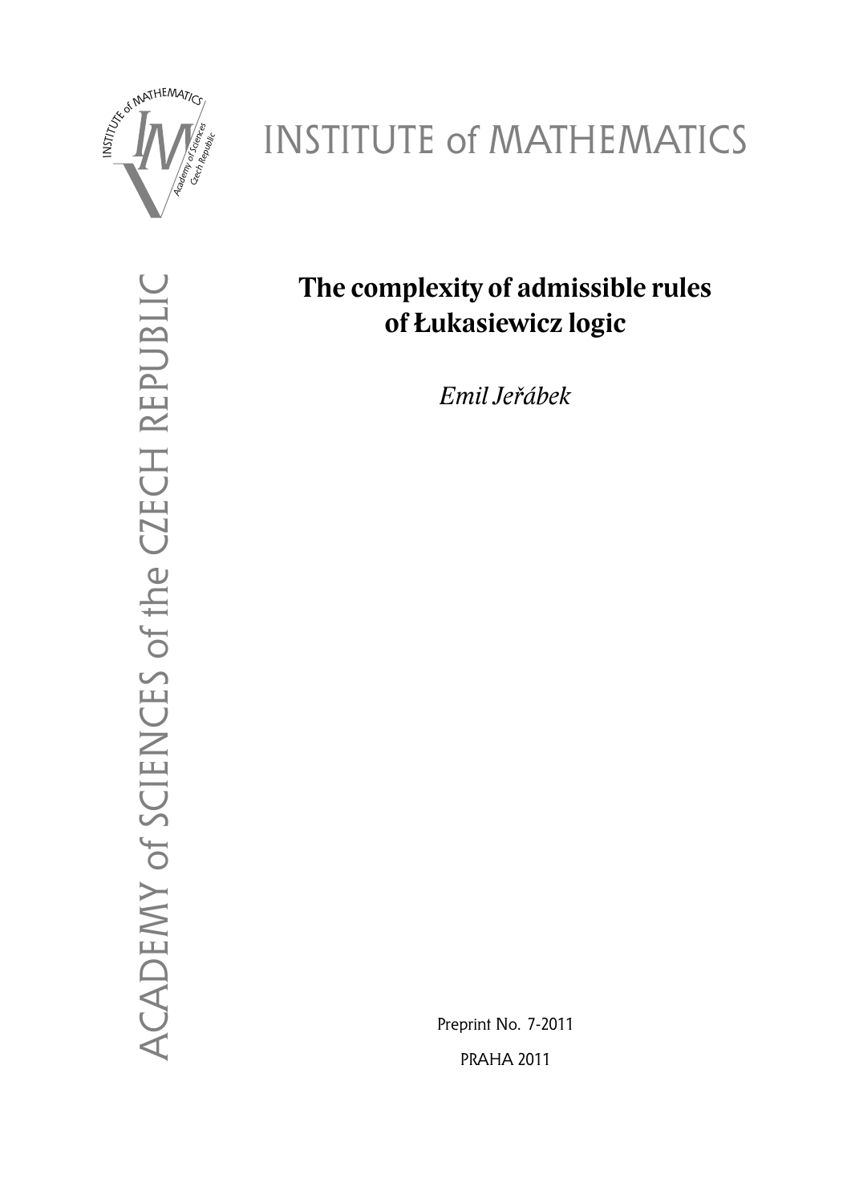INSTITUTE of MATHEMATICS

ACADEMY of SCIENCES of the CZECH REPUBLIC

# The complexity of admissible rules of Łukasiewicz logic

*Emil Jeřábek*

Preprint No. 7-2011

PRAHA 2011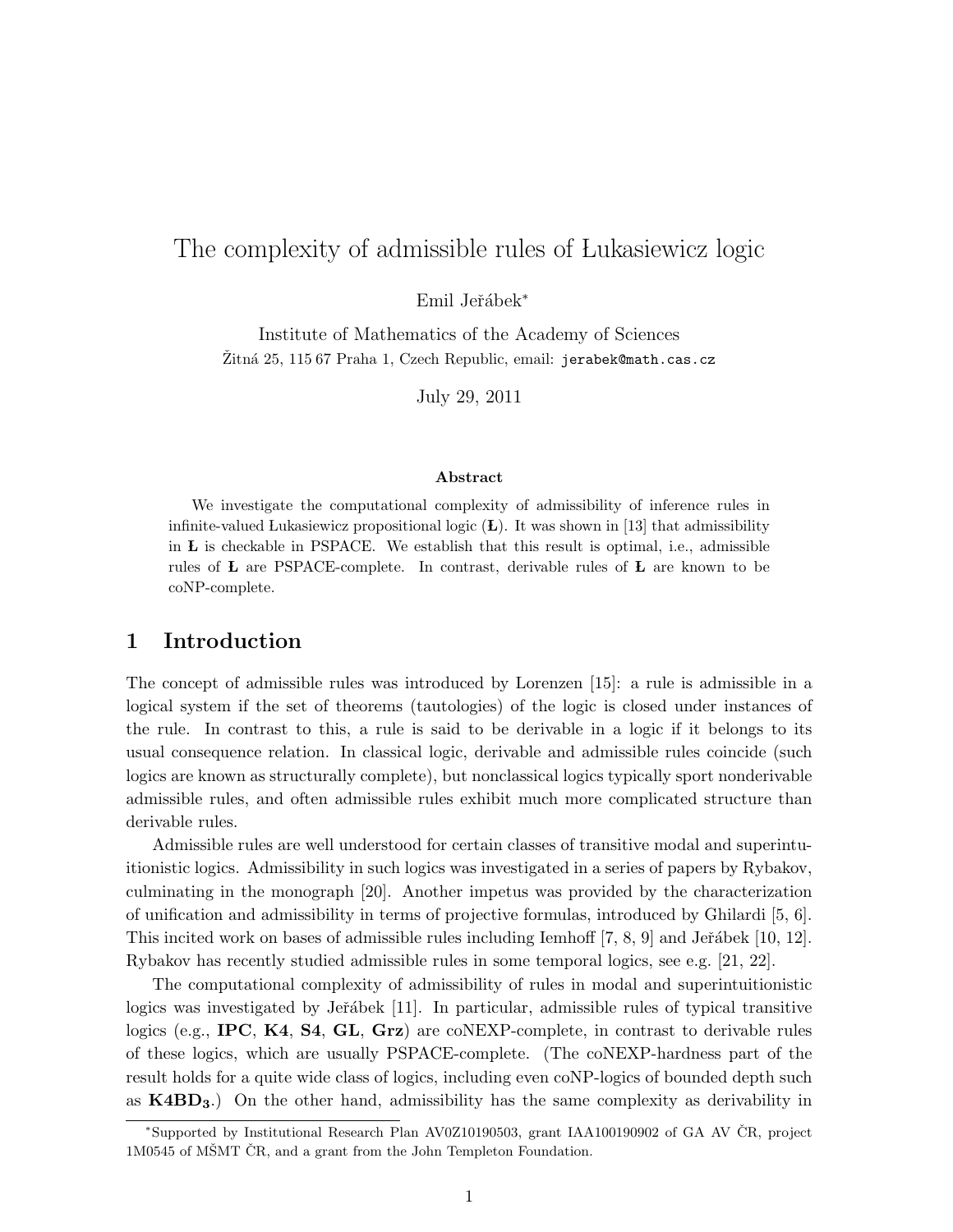# The complexity of admissible rules of Łukasiewicz logic

Emil Jeřábek*

Institute of Mathematics of the Academy of Sciences

Žitná 25, 115 67 Praha 1, Czech Republic, email: `jerabek@math.cas.cz`

July 29, 2011

### Abstract

We investigate the computational complexity of admissibility of inference rules in infinite-valued Łukasiewicz propositional logic (**Ł**). It was shown in [13] that admissibility in **Ł** is checkable in PSPACE. We establish that this result is optimal, i.e., admissible rules of **Ł** are PSPACE-complete. In contrast, derivable rules of **Ł** are known to be coNP-complete.

## 1 Introduction

The concept of admissible rules was introduced by Lorenzen [15]: a rule is admissible in a logical system if the set of theorems (tautologies) of the logic is closed under instances of the rule. In contrast to this, a rule is said to be derivable in a logic if it belongs to its usual consequence relation. In classical logic, derivable and admissible rules coincide (such logics are known as structurally complete), but nonclassical logics typically sport nonderivable admissible rules, and often admissible rules exhibit much more complicated structure than derivable rules.

Admissible rules are well understood for certain classes of transitive modal and superintuitionistic logics. Admissibility in such logics was investigated in a series of papers by Rybakov, culminating in the monograph [20]. Another impetus was provided by the characterization of unification and admissibility in terms of projective formulas, introduced by Ghilardi [5, 6]. This incited work on bases of admissible rules including Iemhoff [7, 8, 9] and Jeřábek [10, 12]. Rybakov has recently studied admissible rules in some temporal logics, see e.g. [21, 22].

The computational complexity of admissibility of rules in modal and superintuitionistic logics was investigated by Jeřábek [11]. In particular, admissible rules of typical transitive logics (e.g., **IPC**, **K4**, **S4**, **GL**, **Grz**) are coNEXP-complete, in contrast to derivable rules of these logics, which are usually PSPACE-complete. (The coNEXP-hardness part of the result holds for a quite wide class of logics, including even coNP-logics of bounded depth such as $\mathbf{K4BD_3}$.) On the other hand, admissibility has the same complexity as derivability in

---

*Supported by Institutional Research Plan AV0Z10190503, grant IAA100190902 of GA AV ČR, project 1M0545 of MŠMT ČR, and a grant from the John Templeton Foundation.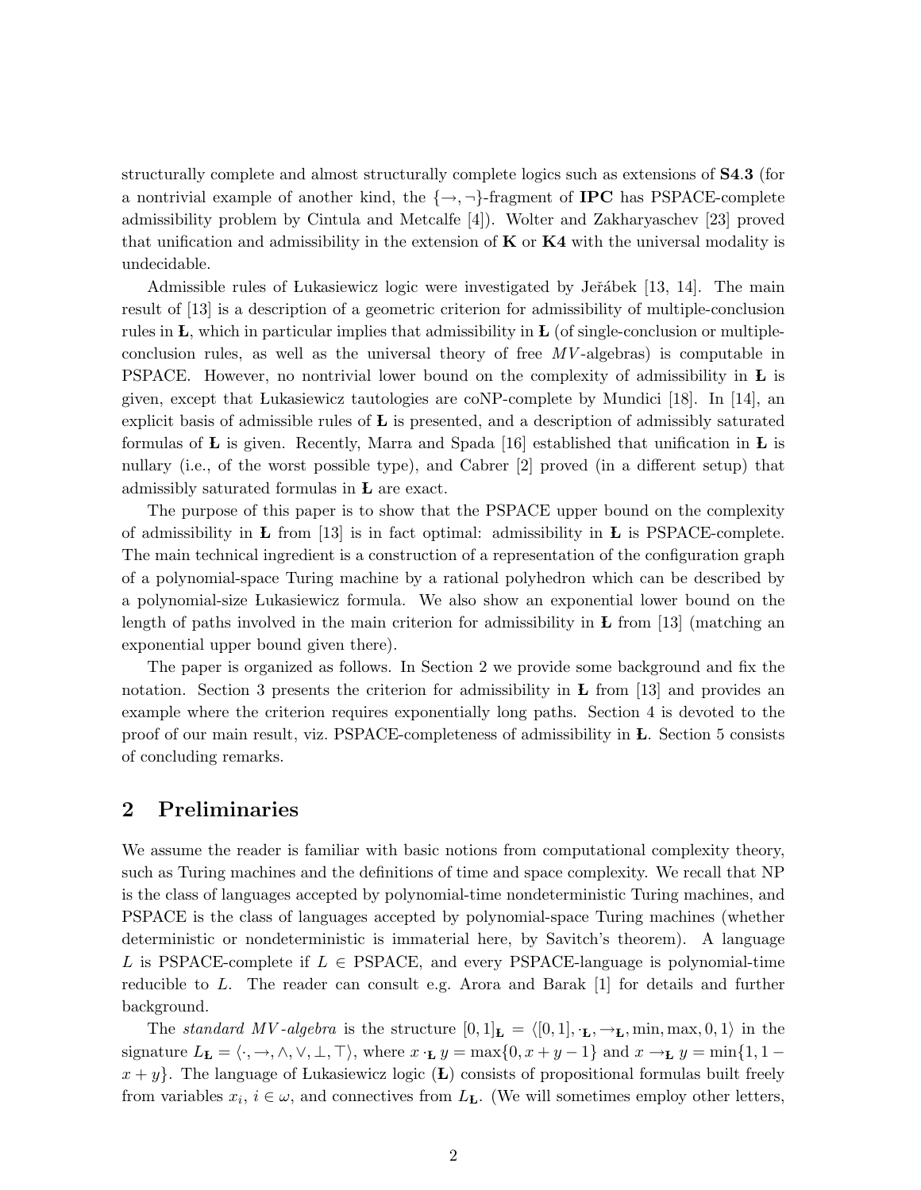structurally complete and almost structurally complete logics such as extensions of **S4.3** (for a nontrivial example of another kind, the $\{\to, \neg\}$-fragment of **IPC** has PSPACE-complete admissibility problem by Cintula and Metcalfe [4]). Wolter and Zakharyaschev [23] proved that unification and admissibility in the extension of **K** or **K4** with the universal modality is undecidable.

Admissible rules of Łukasiewicz logic were investigated by Jeřábek [13, 14]. The main result of [13] is a description of a geometric criterion for admissibility of multiple-conclusion rules in **Ł**, which in particular implies that admissibility in **Ł** (of single-conclusion or multiple-conclusion rules, as well as the universal theory of free $MV$-algebras) is computable in PSPACE. However, no nontrivial lower bound on the complexity of admissibility in **Ł** is given, except that Łukasiewicz tautologies are coNP-complete by Mundici [18]. In [14], an explicit basis of admissible rules of **Ł** is presented, and a description of admissibly saturated formulas of **Ł** is given. Recently, Marra and Spada [16] established that unification in **Ł** is nullary (i.e., of the worst possible type), and Cabrer [2] proved (in a different setup) that admissibly saturated formulas in **Ł** are exact.

The purpose of this paper is to show that the PSPACE upper bound on the complexity of admissibility in **Ł** from [13] is in fact optimal: admissibility in **Ł** is PSPACE-complete. The main technical ingredient is a construction of a representation of the configuration graph of a polynomial-space Turing machine by a rational polyhedron which can be described by a polynomial-size Łukasiewicz formula. We also show an exponential lower bound on the length of paths involved in the main criterion for admissibility in **Ł** from [13] (matching an exponential upper bound given there).

The paper is organized as follows. In Section 2 we provide some background and fix the notation. Section 3 presents the criterion for admissibility in **Ł** from [13] and provides an example where the criterion requires exponentially long paths. Section 4 is devoted to the proof of our main result, viz. PSPACE-completeness of admissibility in **Ł**. Section 5 consists of concluding remarks.

## 2 Preliminaries

We assume the reader is familiar with basic notions from computational complexity theory, such as Turing machines and the definitions of time and space complexity. We recall that NP is the class of languages accepted by polynomial-time nondeterministic Turing machines, and PSPACE is the class of languages accepted by polynomial-space Turing machines (whether deterministic or nondeterministic is immaterial here, by Savitch's theorem). A language $L$ is PSPACE-complete if $L \in$ PSPACE, and every PSPACE-language is polynomial-time reducible to $L$. The reader can consult e.g. Arora and Barak [1] for details and further background.

The *standard MV-algebra* is the structure $[0,1]_{\text{Ł}} = \langle [0,1], \cdot_{\text{Ł}}, \to_{\text{Ł}}, \min, \max, 0, 1\rangle$ in the signature $L_{\text{Ł}} = \langle \cdot, \to, \wedge, \vee, \bot, \top\rangle$, where $x \cdot_{\text{Ł}} y = \max\{0, x+y-1\}$ and $x \to_{\text{Ł}} y = \min\{1, 1-x+y\}$. The language of Łukasiewicz logic (**Ł**) consists of propositional formulas built freely from variables $x_i$, $i \in \omega$, and connectives from $L_{\text{Ł}}$. (We will sometimes employ other letters,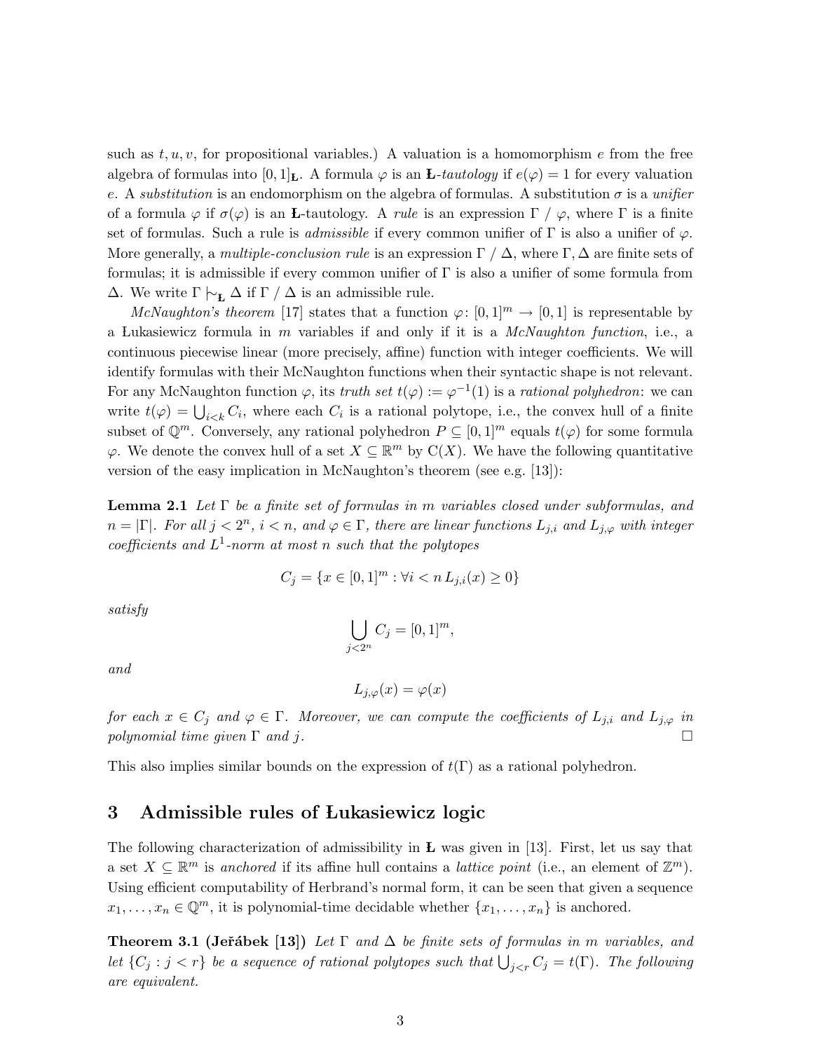such as $t, u, v$, for propositional variables.) A valuation is a homomorphism $e$ from the free algebra of formulas into $[0,1]_{\mathbf{Ł}}$. A formula $\varphi$ is an **Ł**-*tautology* if $e(\varphi) = 1$ for every valuation $e$. A *substitution* is an endomorphism on the algebra of formulas. A substitution $\sigma$ is a *unifier* of a formula $\varphi$ if $\sigma(\varphi)$ is an **Ł**-tautology. A *rule* is an expression $\Gamma \mathbin{/} \varphi$, where $\Gamma$ is a finite set of formulas. Such a rule is *admissible* if every common unifier of $\Gamma$ is also a unifier of $\varphi$. More generally, a *multiple-conclusion rule* is an expression $\Gamma \mathbin{/} \Delta$, where $\Gamma, \Delta$ are finite sets of formulas; it is admissible if every common unifier of $\Gamma$ is also a unifier of some formula from $\Delta$. We write $\Gamma \mathrel{|\!\sim}_{\mathbf{Ł}} \Delta$ if $\Gamma \mathbin{/} \Delta$ is an admissible rule.

*McNaughton's theorem* [17] states that a function $\varphi\colon [0,1]^m \to [0,1]$ is representable by a Łukasiewicz formula in $m$ variables if and only if it is a *McNaughton function*, i.e., a continuous piecewise linear (more precisely, affine) function with integer coefficients. We will identify formulas with their McNaughton functions when their syntactic shape is not relevant. For any McNaughton function $\varphi$, its *truth set* $t(\varphi) := \varphi^{-1}(1)$ is a *rational polyhedron*: we can write $t(\varphi) = \bigcup_{i<k} C_i$, where each $C_i$ is a rational polytope, i.e., the convex hull of a finite subset of $\mathbb{Q}^m$. Conversely, any rational polyhedron $P \subseteq [0,1]^m$ equals $t(\varphi)$ for some formula $\varphi$. We denote the convex hull of a set $X \subseteq \mathbb{R}^m$ by $\mathrm{C}(X)$. We have the following quantitative version of the easy implication in McNaughton's theorem (see e.g. [13]):

**Lemma 2.1** *Let $\Gamma$ be a finite set of formulas in $m$ variables closed under subformulas, and $n = |\Gamma|$. For all $j < 2^n$, $i < n$, and $\varphi \in \Gamma$, there are linear functions $L_{j,i}$ and $L_{j,\varphi}$ with integer coefficients and $L^1$-norm at most $n$ such that the polytopes*

$$C_j = \{x \in [0,1]^m : \forall i < n \, L_{j,i}(x) \geq 0\}$$

*satisfy*

$$\bigcup_{j<2^n} C_j = [0,1]^m,$$

*and*

$$L_{j,\varphi}(x) = \varphi(x)$$

*for each $x \in C_j$ and $\varphi \in \Gamma$. Moreover, we can compute the coefficients of $L_{j,i}$ and $L_{j,\varphi}$ in polynomial time given $\Gamma$ and $j$.* $\square$

This also implies similar bounds on the expression of $t(\Gamma)$ as a rational polyhedron.

## 3 Admissible rules of Łukasiewicz logic

The following characterization of admissibility in **Ł** was given in [13]. First, let us say that a set $X \subseteq \mathbb{R}^m$ is *anchored* if its affine hull contains a *lattice point* (i.e., an element of $\mathbb{Z}^m$). Using efficient computability of Herbrand's normal form, it can be seen that given a sequence $x_1, \ldots, x_n \in \mathbb{Q}^m$, it is polynomial-time decidable whether $\{x_1, \ldots, x_n\}$ is anchored.

**Theorem 3.1 (Jeřábek [13])** *Let $\Gamma$ and $\Delta$ be finite sets of formulas in $m$ variables, and let $\{C_j : j < r\}$ be a sequence of rational polytopes such that $\bigcup_{j<r} C_j = t(\Gamma)$. The following are equivalent.*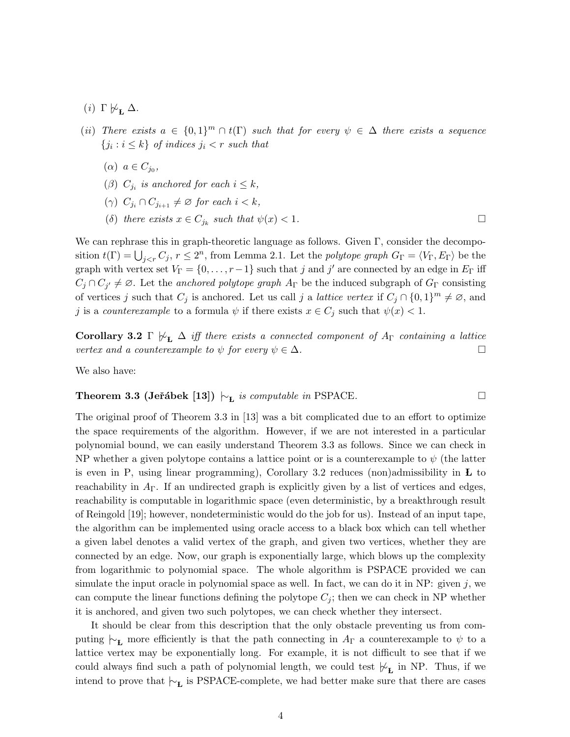(*i*) $\Gamma \not\mathrel{|\!\!\sim}_{\text{Ł}} \Delta$.

(*ii*) *There exists* $a \in \{0,1\}^m \cap t(\Gamma)$ *such that for every* $\psi \in \Delta$ *there exists a sequence* $\{j_i : i \le k\}$ *of indices* $j_i < r$ *such that*

(*α*) $a \in C_{j_0}$,

(*β*) $C_{j_i}$ *is anchored for each* $i \le k$,

(*γ*) $C_{j_i} \cap C_{j_{i+1}} \ne \varnothing$ *for each* $i < k$,

(*δ*) *there exists* $x \in C_{j_k}$ *such that* $\psi(x) < 1$. □

We can rephrase this in graph-theoretic language as follows. Given $\Gamma$, consider the decomposition $t(\Gamma) = \bigcup_{j<r} C_j$, $r \le 2^n$, from Lemma 2.1. Let the *polytope graph* $G_\Gamma = \langle V_\Gamma, E_\Gamma \rangle$ be the graph with vertex set $V_\Gamma = \{0, \ldots, r-1\}$ such that $j$ and $j'$ are connected by an edge in $E_\Gamma$ iff $C_j \cap C_{j'} \ne \varnothing$. Let the *anchored polytope graph* $A_\Gamma$ be the induced subgraph of $G_\Gamma$ consisting of vertices $j$ such that $C_j$ is anchored. Let us call $j$ a *lattice vertex* if $C_j \cap \{0,1\}^m \ne \varnothing$, and $j$ is a *counterexample* to a formula $\psi$ if there exists $x \in C_j$ such that $\psi(x) < 1$.

**Corollary 3.2** $\Gamma \not\mathrel{|\!\!\sim}_{\text{Ł}} \Delta$ *iff there exists a connected component of* $A_\Gamma$ *containing a lattice vertex and a counterexample to* $\psi$ *for every* $\psi \in \Delta$. □

We also have:

**Theorem 3.3 (Jeřábek [13])** $\mathrel{|\!\!\sim}_{\text{Ł}}$ *is computable in* PSPACE. □

The original proof of Theorem 3.3 in [13] was a bit complicated due to an effort to optimize the space requirements of the algorithm. However, if we are not interested in a particular polynomial bound, we can easily understand Theorem 3.3 as follows. Since we can check in NP whether a given polytope contains a lattice point or is a counterexample to $\psi$ (the latter is even in P, using linear programming), Corollary 3.2 reduces (non)admissibility in **Ł** to reachability in $A_\Gamma$. If an undirected graph is explicitly given by a list of vertices and edges, reachability is computable in logarithmic space (even deterministic, by a breakthrough result of Reingold [19]; however, nondeterministic would do the job for us). Instead of an input tape, the algorithm can be implemented using oracle access to a black box which can tell whether a given label denotes a valid vertex of the graph, and given two vertices, whether they are connected by an edge. Now, our graph is exponentially large, which blows up the complexity from logarithmic to polynomial space. The whole algorithm is PSPACE provided we can simulate the input oracle in polynomial space as well. In fact, we can do it in NP: given $j$, we can compute the linear functions defining the polytope $C_j$; then we can check in NP whether it is anchored, and given two such polytopes, we can check whether they intersect.

It should be clear from this description that the only obstacle preventing us from computing $\mathrel{|\!\!\sim}_{\text{Ł}}$ more efficiently is that the path connecting in $A_\Gamma$ a counterexample to $\psi$ to a lattice vertex may be exponentially long. For example, it is not difficult to see that if we could always find such a path of polynomial length, we could test $\not\mathrel{|\!\!\sim}_{\text{Ł}}$ in NP. Thus, if we intend to prove that $\mathrel{|\!\!\sim}_{\text{Ł}}$ is PSPACE-complete, we had better make sure that there are cases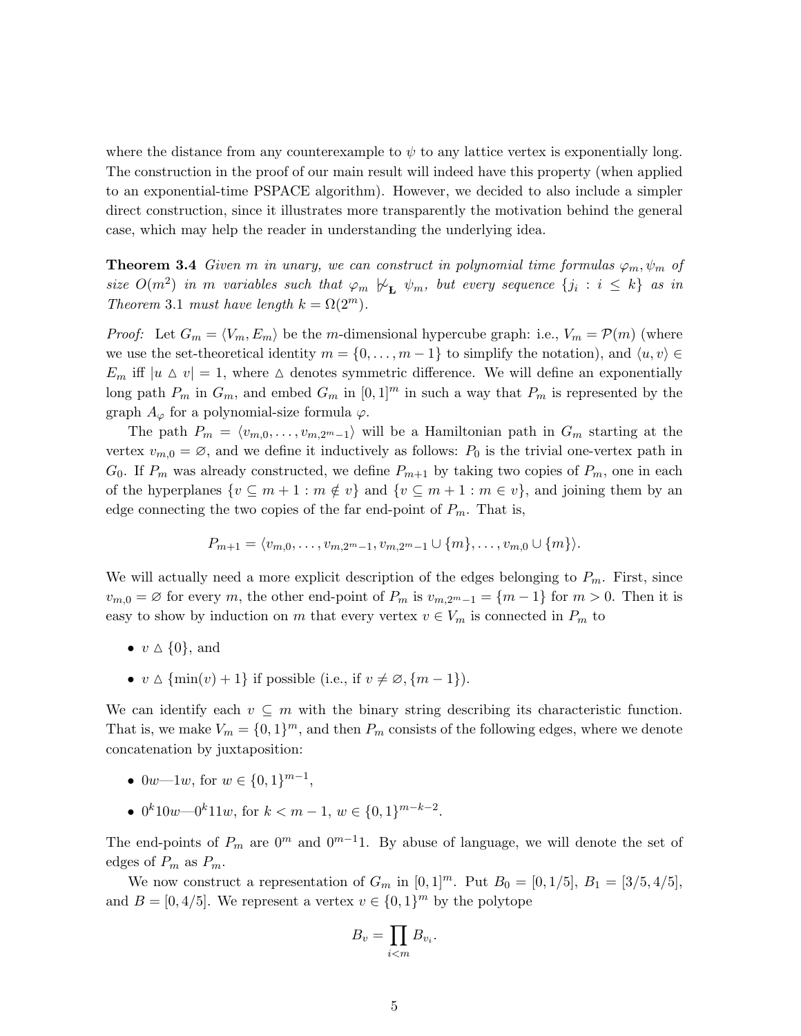where the distance from any counterexample to $\psi$ to any lattice vertex is exponentially long. The construction in the proof of our main result will indeed have this property (when applied to an exponential-time PSPACE algorithm). However, we decided to also include a simpler direct construction, since it illustrates more transparently the motivation behind the general case, which may help the reader in understanding the underlying idea.

**Theorem 3.4** *Given $m$ in unary, we can construct in polynomial time formulas $\varphi_m, \psi_m$ of size $O(m^2)$ in $m$ variables such that $\varphi_m \not\vdash_{\mathbf{L}} \psi_m$, but every sequence $\{j_i : i \leq k\}$ as in Theorem 3.1 must have length $k = \Omega(2^m)$.*

*Proof:* Let $G_m = \langle V_m, E_m \rangle$ be the $m$-dimensional hypercube graph: i.e., $V_m = \mathcal{P}(m)$ (where we use the set-theoretical identity $m = \{0, \dots, m-1\}$ to simplify the notation), and $\langle u, v \rangle \in E_m$ iff $|u \vartriangle v| = 1$, where $\vartriangle$ denotes symmetric difference. We will define an exponentially long path $P_m$ in $G_m$, and embed $G_m$ in $[0,1]^m$ in such a way that $P_m$ is represented by the graph $A_\varphi$ for a polynomial-size formula $\varphi$.

The path $P_m = \langle v_{m,0}, \dots, v_{m,2^m-1} \rangle$ will be a Hamiltonian path in $G_m$ starting at the vertex $v_{m,0} = \varnothing$, and we define it inductively as follows: $P_0$ is the trivial one-vertex path in $G_0$. If $P_m$ was already constructed, we define $P_{m+1}$ by taking two copies of $P_m$, one in each of the hyperplanes $\{v \subseteq m+1 : m \notin v\}$ and $\{v \subseteq m+1 : m \in v\}$, and joining them by an edge connecting the two copies of the far end-point of $P_m$. That is,

$$P_{m+1} = \langle v_{m,0}, \dots, v_{m,2^m-1}, v_{m,2^m-1} \cup \{m\}, \dots, v_{m,0} \cup \{m\} \rangle.$$

We will actually need a more explicit description of the edges belonging to $P_m$. First, since $v_{m,0} = \varnothing$ for every $m$, the other end-point of $P_m$ is $v_{m,2^m-1} = \{m-1\}$ for $m > 0$. Then it is easy to show by induction on $m$ that every vertex $v \in V_m$ is connected in $P_m$ to

- $v \vartriangle \{0\}$, and
- $v \vartriangle \{\min(v) + 1\}$ if possible (i.e., if $v \neq \varnothing, \{m-1\}$).

We can identify each $v \subseteq m$ with the binary string describing its characteristic function. That is, we make $V_m = \{0,1\}^m$, and then $P_m$ consists of the following edges, where we denote concatenation by juxtaposition:

- $0w$—$1w$, for $w \in \{0,1\}^{m-1}$,
- $0^k10w$—$0^k11w$, for $k < m-1$, $w \in \{0,1\}^{m-k-2}$.

The end-points of $P_m$ are $0^m$ and $0^{m-1}1$. By abuse of language, we will denote the set of edges of $P_m$ as $P_m$.

We now construct a representation of $G_m$ in $[0,1]^m$. Put $B_0 = [0, 1/5]$, $B_1 = [3/5, 4/5]$, and $B = [0, 4/5]$. We represent a vertex $v \in \{0,1\}^m$ by the polytope

$$B_v = \prod_{i<m} B_{v_i}.$$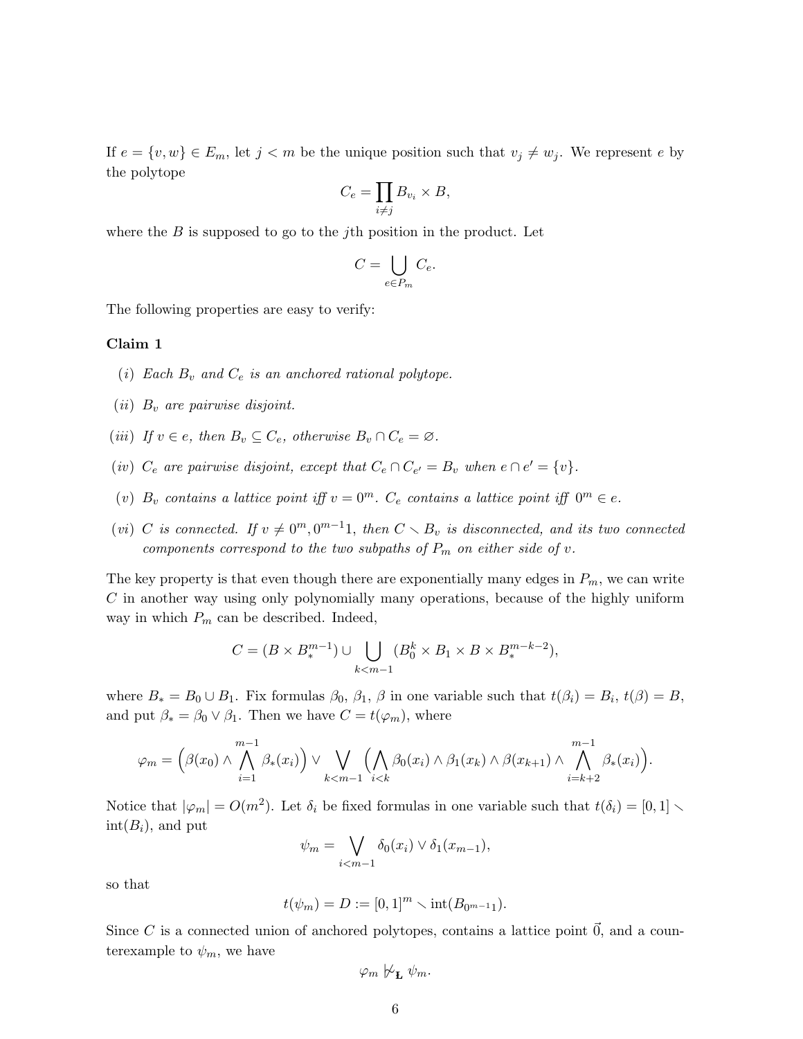If $e = \{v, w\} \in E_m$, let $j < m$ be the unique position such that $v_j \neq w_j$. We represent $e$ by the polytope

$$C_e = \prod_{i \neq j} B_{v_i} \times B,$$

where the $B$ is supposed to go to the $j$th position in the product. Let

$$C = \bigcup_{e \in P_m} C_e.$$

The following properties are easy to verify:

**Claim 1**

(i) *Each $B_v$ and $C_e$ is an anchored rational polytope.*

(ii) *$B_v$ are pairwise disjoint.*

(iii) *If $v \in e$, then $B_v \subseteq C_e$, otherwise $B_v \cap C_e = \varnothing$.*

(iv) *$C_e$ are pairwise disjoint, except that $C_e \cap C_{e'} = B_v$ when $e \cap e' = \{v\}$.*

(v) *$B_v$ contains a lattice point iff $v = 0^m$. $C_e$ contains a lattice point iff $0^m \in e$.*

(vi) *$C$ is connected. If $v \neq 0^m, 0^{m-1}1$, then $C \smallsetminus B_v$ is disconnected, and its two connected components correspond to the two subpaths of $P_m$ on either side of $v$.*

The key property is that even though there are exponentially many edges in $P_m$, we can write $C$ in another way using only polynomially many operations, because of the highly uniform way in which $P_m$ can be described. Indeed,

$$C = (B \times B_*^{m-1}) \cup \bigcup_{k < m-1} (B_0^k \times B_1 \times B \times B_*^{m-k-2}),$$

where $B_* = B_0 \cup B_1$. Fix formulas $\beta_0$, $\beta_1$, $\beta$ in one variable such that $t(\beta_i) = B_i$, $t(\beta) = B$, and put $\beta_* = \beta_0 \vee \beta_1$. Then we have $C = t(\varphi_m)$, where

$$\varphi_m = \Big(\beta(x_0) \wedge \bigwedge_{i=1}^{m-1} \beta_*(x_i)\Big) \vee \bigvee_{k < m-1} \Big(\bigwedge_{i<k} \beta_0(x_i) \wedge \beta_1(x_k) \wedge \beta(x_{k+1}) \wedge \bigwedge_{i=k+2}^{m-1} \beta_*(x_i)\Big).$$

Notice that $|\varphi_m| = O(m^2)$. Let $\delta_i$ be fixed formulas in one variable such that $t(\delta_i) = [0,1] \smallsetminus \mathrm{int}(B_i)$, and put

$$\psi_m = \bigvee_{i < m-1} \delta_0(x_i) \vee \delta_1(x_{m-1}),$$

so that

$$t(\psi_m) = D := [0,1]^m \smallsetminus \mathrm{int}(B_{0^{m-1}1}).$$

Since $C$ is a connected union of anchored polytopes, contains a lattice point $\vec{0}$, and a counterexample to $\psi_m$, we have

$$\varphi_m \nvDash_{\text{Ł}} \psi_m.$$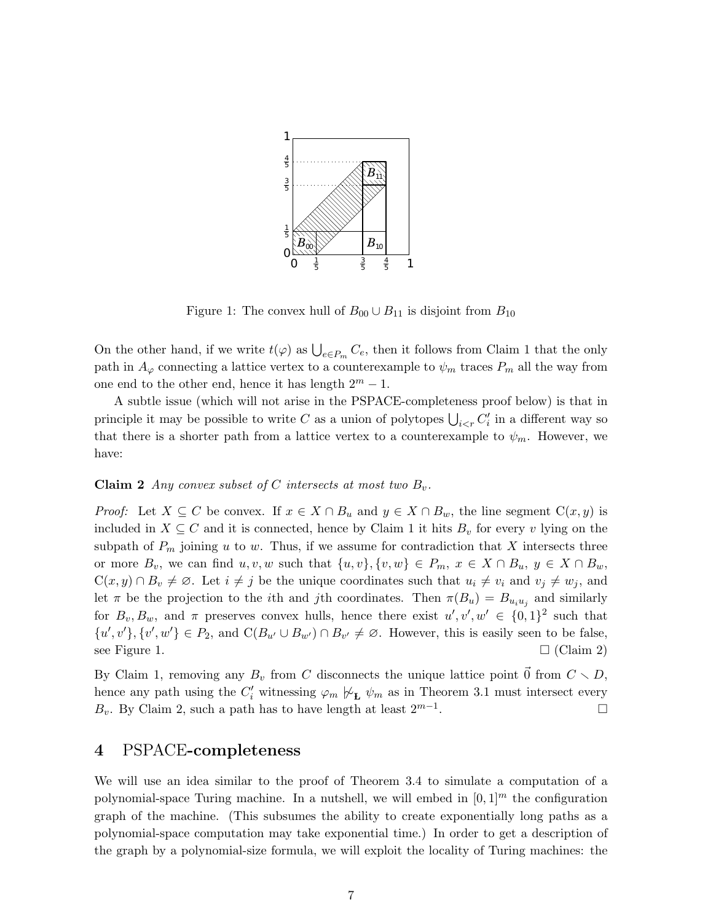Figure 1: The convex hull of $B_{00} \cup B_{11}$ is disjoint from $B_{10}$

On the other hand, if we write $t(\varphi)$ as $\bigcup_{e \in P_m} C_e$, then it follows from Claim 1 that the only path in $A_\varphi$ connecting a lattice vertex to a counterexample to $\psi_m$ traces $P_m$ all the way from one end to the other end, hence it has length $2^m - 1$.

A subtle issue (which will not arise in the PSPACE-completeness proof below) is that in principle it may be possible to write $C$ as a union of polytopes $\bigcup_{i<r} C'_i$ in a different way so that there is a shorter path from a lattice vertex to a counterexample to $\psi_m$. However, we have:

**Claim 2** *Any convex subset of $C$ intersects at most two $B_v$.*

*Proof:* Let $X \subseteq C$ be convex. If $x \in X \cap B_u$ and $y \in X \cap B_w$, the line segment $\mathrm{C}(x, y)$ is included in $X \subseteq C$ and it is connected, hence by Claim 1 it hits $B_v$ for every $v$ lying on the subpath of $P_m$ joining $u$ to $w$. Thus, if we assume for contradiction that $X$ intersects three or more $B_v$, we can find $u, v, w$ such that $\{u, v\}, \{v, w\} \in P_m$, $x \in X \cap B_u$, $y \in X \cap B_w$, $\mathrm{C}(x, y) \cap B_v \neq \varnothing$. Let $i \neq j$ be the unique coordinates such that $u_i \neq v_i$ and $v_j \neq w_j$, and let $\pi$ be the projection to the $i$th and $j$th coordinates. Then $\pi(B_u) = B_{u_i u_j}$ and similarly for $B_v, B_w$, and $\pi$ preserves convex hulls, hence there exist $u', v', w' \in \{0,1\}^2$ such that $\{u', v'\}, \{v', w'\} \in P_2$, and $\mathrm{C}(B_{u'} \cup B_{w'}) \cap B_{v'} \neq \varnothing$. However, this is easily seen to be false, see Figure 1. □ (Claim 2)

By Claim 1, removing any $B_v$ from $C$ disconnects the unique lattice point $\vec{0}$ from $C \smallsetminus D$, hence any path using the $C'_i$ witnessing $\varphi_m \not\vdash_{\mathbf{Ł}} \psi_m$ as in Theorem 3.1 must intersect every $B_v$. By Claim 2, such a path has to have length at least $2^{m-1}$. □

## 4 PSPACE-completeness

We will use an idea similar to the proof of Theorem 3.4 to simulate a computation of a polynomial-space Turing machine. In a nutshell, we will embed in $[0,1]^m$ the configuration graph of the machine. (This subsumes the ability to create exponentially long paths as a polynomial-space computation may take exponential time.) In order to get a description of the graph by a polynomial-size formula, we will exploit the locality of Turing machines: the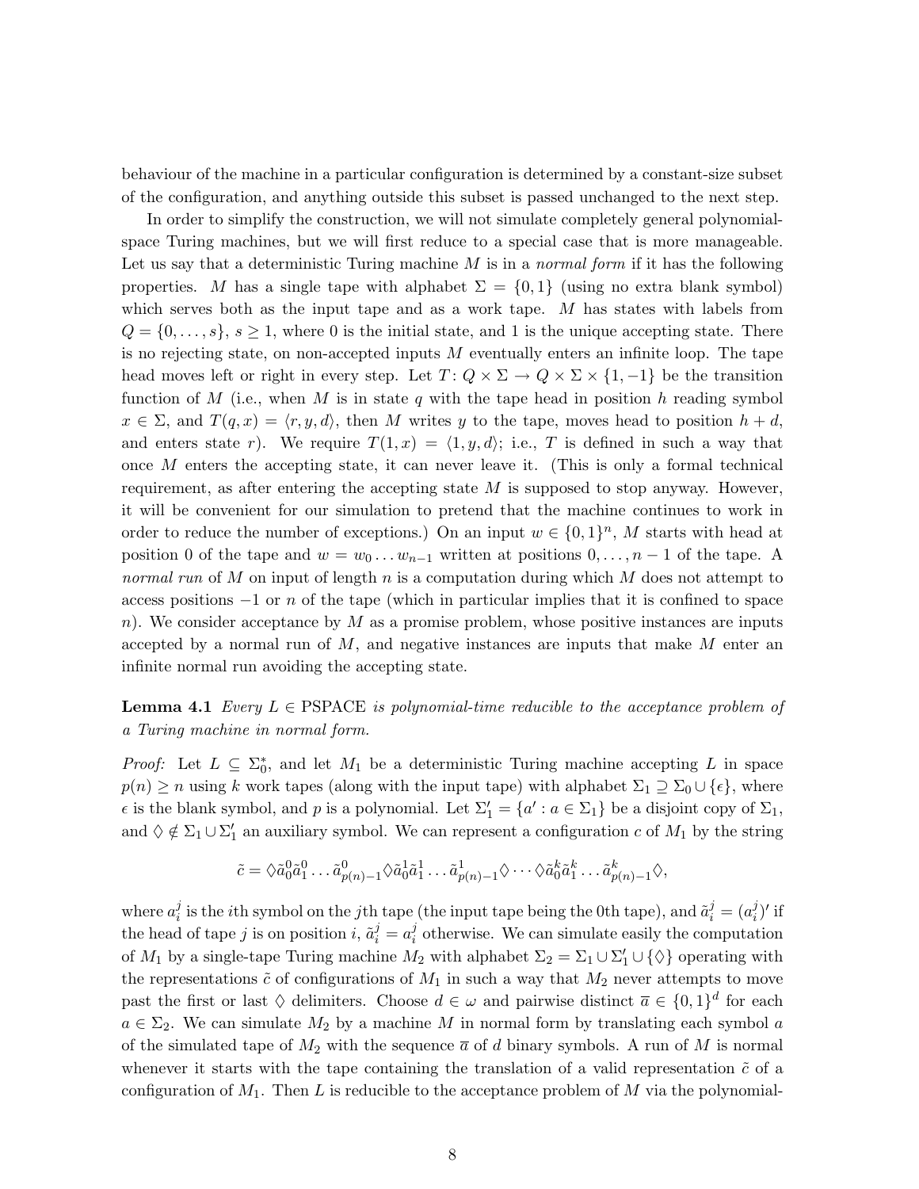behaviour of the machine in a particular configuration is determined by a constant-size subset of the configuration, and anything outside this subset is passed unchanged to the next step.

In order to simplify the construction, we will not simulate completely general polynomial-space Turing machines, but we will first reduce to a special case that is more manageable. Let us say that a deterministic Turing machine $M$ is in a *normal form* if it has the following properties. $M$ has a single tape with alphabet $\Sigma = \{0, 1\}$ (using no extra blank symbol) which serves both as the input tape and as a work tape. $M$ has states with labels from $Q = \{0, \dots, s\}$, $s \geq 1$, where 0 is the initial state, and 1 is the unique accepting state. There is no rejecting state, on non-accepted inputs $M$ eventually enters an infinite loop. The tape head moves left or right in every step. Let $T \colon Q \times \Sigma \to Q \times \Sigma \times \{1, -1\}$ be the transition function of $M$ (i.e., when $M$ is in state $q$ with the tape head in position $h$ reading symbol $x \in \Sigma$, and $T(q, x) = \langle r, y, d \rangle$, then $M$ writes $y$ to the tape, moves head to position $h + d$, and enters state $r$). We require $T(1, x) = \langle 1, y, d \rangle$; i.e., $T$ is defined in such a way that once $M$ enters the accepting state, it can never leave it. (This is only a formal technical requirement, as after entering the accepting state $M$ is supposed to stop anyway. However, it will be convenient for our simulation to pretend that the machine continues to work in order to reduce the number of exceptions.) On an input $w \in \{0, 1\}^n$, $M$ starts with head at position 0 of the tape and $w = w_0 \dots w_{n-1}$ written at positions $0, \dots, n-1$ of the tape. A *normal run* of $M$ on input of length $n$ is a computation during which $M$ does not attempt to access positions $-1$ or $n$ of the tape (which in particular implies that it is confined to space $n$). We consider acceptance by $M$ as a promise problem, whose positive instances are inputs accepted by a normal run of $M$, and negative instances are inputs that make $M$ enter an infinite normal run avoiding the accepting state.

**Lemma 4.1** *Every $L \in$ PSPACE is polynomial-time reducible to the acceptance problem of a Turing machine in normal form.*

*Proof:* Let $L \subseteq \Sigma_0^*$, and let $M_1$ be a deterministic Turing machine accepting $L$ in space $p(n) \geq n$ using $k$ work tapes (along with the input tape) with alphabet $\Sigma_1 \supseteq \Sigma_0 \cup \{\epsilon\}$, where $\epsilon$ is the blank symbol, and $p$ is a polynomial. Let $\Sigma_1' = \{a' : a \in \Sigma_1\}$ be a disjoint copy of $\Sigma_1$, and $\Diamond \notin \Sigma_1 \cup \Sigma_1'$ an auxiliary symbol. We can represent a configuration $c$ of $M_1$ by the string

$$\tilde{c} = \Diamond \tilde{a}_0^0 \tilde{a}_1^0 \dots \tilde{a}_{p(n)-1}^0 \Diamond \tilde{a}_0^1 \tilde{a}_1^1 \dots \tilde{a}_{p(n)-1}^1 \Diamond \cdots \Diamond \tilde{a}_0^k \tilde{a}_1^k \dots \tilde{a}_{p(n)-1}^k \Diamond,$$

where $a_i^j$ is the $i$th symbol on the $j$th tape (the input tape being the 0th tape), and $\tilde{a}_i^j = (a_i^j)'$ if the head of tape $j$ is on position $i$, $\tilde{a}_i^j = a_i^j$ otherwise. We can simulate easily the computation of $M_1$ by a single-tape Turing machine $M_2$ with alphabet $\Sigma_2 = \Sigma_1 \cup \Sigma_1' \cup \{\Diamond\}$ operating with the representations $\tilde{c}$ of configurations of $M_1$ in such a way that $M_2$ never attempts to move past the first or last $\Diamond$ delimiters. Choose $d \in \omega$ and pairwise distinct $\overline{a} \in \{0, 1\}^d$ for each $a \in \Sigma_2$. We can simulate $M_2$ by a machine $M$ in normal form by translating each symbol $a$ of the simulated tape of $M_2$ with the sequence $\overline{a}$ of $d$ binary symbols. A run of $M$ is normal whenever it starts with the tape containing the translation of a valid representation $\tilde{c}$ of a configuration of $M_1$. Then $L$ is reducible to the acceptance problem of $M$ via the polynomial-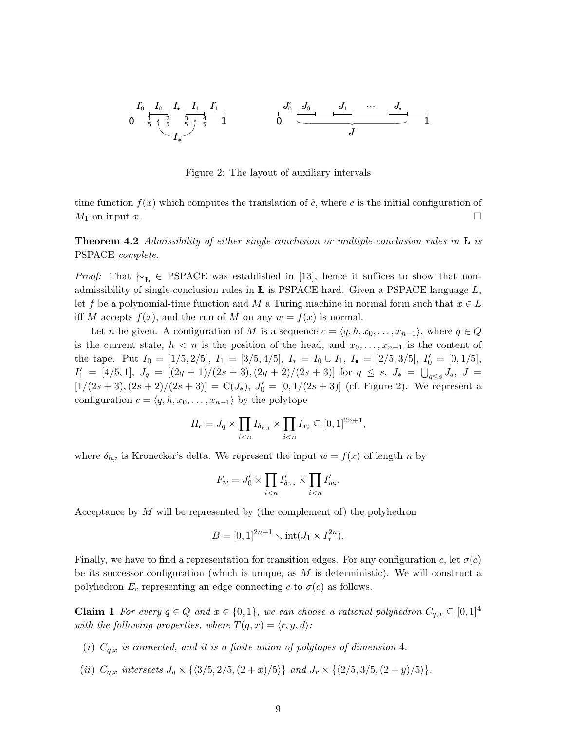Figure 2: The layout of auxiliary intervals

time function $f(x)$ which computes the translation of $\tilde{c}$, where $c$ is the initial configuration of $M_1$ on input $x$. □

**Theorem 4.2** *Admissibility of either single-conclusion or multiple-conclusion rules in* **Ł** *is* PSPACE*-complete.*

*Proof:* That $\mathrel{|\!\sim}_{\mathbf{Ł}} \in$ PSPACE was established in [13], hence it suffices to show that non-admissibility of single-conclusion rules in **Ł** is PSPACE-hard. Given a PSPACE language $L$, let $f$ be a polynomial-time function and $M$ a Turing machine in normal form such that $x \in L$ iff $M$ accepts $f(x)$, and the run of $M$ on any $w = f(x)$ is normal.

Let $n$ be given. A configuration of $M$ is a sequence $c = \langle q, h, x_0, \dots, x_{n-1} \rangle$, where $q \in Q$ is the current state, $h < n$ is the position of the head, and $x_0, \dots, x_{n-1}$ is the content of the tape. Put $I_0 = [1/5, 2/5]$, $I_1 = [3/5, 4/5]$, $I_* = I_0 \cup I_1$, $I_\bullet = [2/5, 3/5]$, $I'_0 = [0, 1/5]$, $I'_1 = [4/5, 1]$, $J_q = [(2q+1)/(2s+3), (2q+2)/(2s+3)]$ for $q \le s$, $J_* = \bigcup_{q \le s} J_q$, $J = [1/(2s+3), (2s+2)/(2s+3)] = \mathrm{C}(J_*)$, $J'_0 = [0, 1/(2s+3)]$ (cf. Figure 2). We represent a configuration $c = \langle q, h, x_0, \dots, x_{n-1} \rangle$ by the polytope

$$H_c = J_q \times \prod_{i<n} I_{\delta_{h,i}} \times \prod_{i<n} I_{x_i} \subseteq [0,1]^{2n+1},$$

where $\delta_{h,i}$ is Kronecker's delta. We represent the input $w = f(x)$ of length $n$ by

$$F_w = J'_0 \times \prod_{i<n} I'_{\delta_{0,i}} \times \prod_{i<n} I'_{w_i}.$$

Acceptance by $M$ will be represented by (the complement of) the polyhedron

$$B = [0,1]^{2n+1} \smallsetminus \mathrm{int}(J_1 \times I_*^{2n}).$$

Finally, we have to find a representation for transition edges. For any configuration $c$, let $\sigma(c)$ be its successor configuration (which is unique, as $M$ is deterministic). We will construct a polyhedron $E_c$ representing an edge connecting $c$ to $\sigma(c)$ as follows.

**Claim 1** *For every $q \in Q$ and $x \in \{0,1\}$, we can choose a rational polyhedron $C_{q,x} \subseteq [0,1]^4$ with the following properties, where $T(q,x) = \langle r, y, d \rangle$:*

*(i) $C_{q,x}$ is connected, and it is a finite union of polytopes of dimension 4.*

*(ii) $C_{q,x}$ intersects $J_q \times \{\langle 3/5, 2/5, (2+x)/5 \rangle\}$ and $J_r \times \{\langle 2/5, 3/5, (2+y)/5 \rangle\}$.*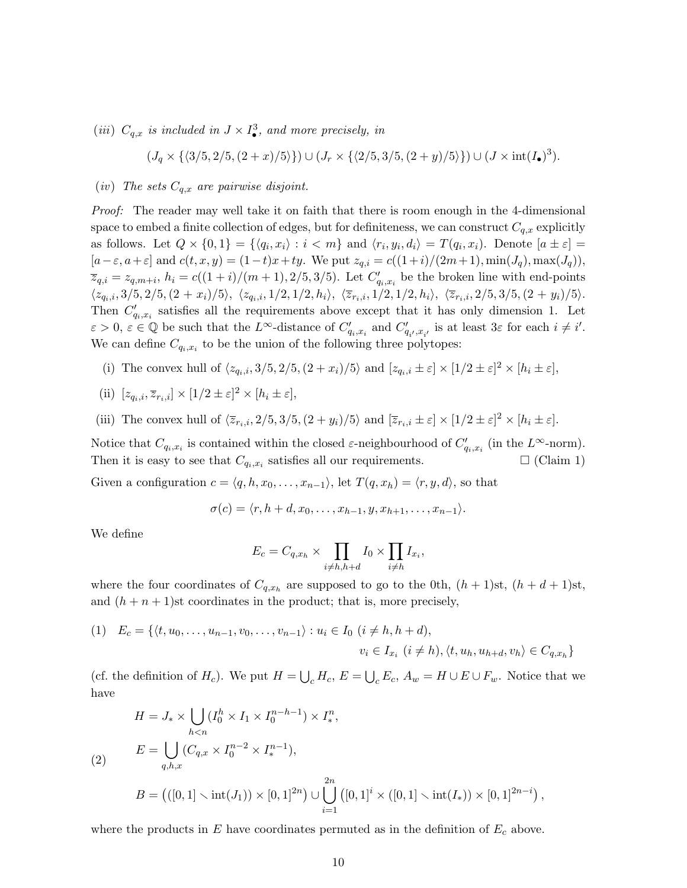(*iii*) $C_{q,x}$ *is included in* $J \times I_\bullet^3$*, and more precisely, in*

$$(J_q \times \{\langle 3/5, 2/5, (2+x)/5 \rangle\}) \cup (J_r \times \{\langle 2/5, 3/5, (2+y)/5 \rangle\}) \cup (J \times \operatorname{int}(I_\bullet)^3).$$

(*iv*) *The sets* $C_{q,x}$ *are pairwise disjoint.*

*Proof:* The reader may well take it on faith that there is room enough in the 4-dimensional space to embed a finite collection of edges, but for definiteness, we can construct $C_{q,x}$ explicitly as follows. Let $Q \times \{0,1\} = \{\langle q_i, x_i \rangle : i < m\}$ and $\langle r_i, y_i, d_i \rangle = T(q_i, x_i)$. Denote $[a \pm \varepsilon] = [a-\varepsilon, a+\varepsilon]$ and $c(t,x,y) = (1-t)x + ty$. We put $z_{q,i} = c((1+i)/(2m+1), \min(J_q), \max(J_q))$, $\overline{z}_{q,i} = z_{q,m+i}$, $h_i = c((1+i)/(m+1), 2/5, 3/5)$. Let $C'_{q_i,x_i}$ be the broken line with end-points $\langle z_{q_i,i}, 3/5, 2/5, (2+x_i)/5 \rangle$, $\langle z_{q_i,i}, 1/2, 1/2, h_i \rangle$, $\langle \overline{z}_{r_i,i}, 1/2, 1/2, h_i \rangle$, $\langle \overline{z}_{r_i,i}, 2/5, 3/5, (2+y_i)/5 \rangle$. Then $C'_{q_i,x_i}$ satisfies all the requirements above except that it has only dimension 1. Let $\varepsilon > 0$, $\varepsilon \in \mathbb{Q}$ be such that the $L^\infty$-distance of $C'_{q_i,x_i}$ and $C'_{q_{i'},x_{i'}}$ is at least $3\varepsilon$ for each $i \neq i'$. We can define $C_{q_i,x_i}$ to be the union of the following three polytopes:

(i) The convex hull of $\langle z_{q_i,i}, 3/5, 2/5, (2+x_i)/5 \rangle$ and $[z_{q_i,i} \pm \varepsilon] \times [1/2 \pm \varepsilon]^2 \times [h_i \pm \varepsilon]$,

(ii) $[z_{q_i,i}, \overline{z}_{r_i,i}] \times [1/2 \pm \varepsilon]^2 \times [h_i \pm \varepsilon]$,

(iii) The convex hull of $\langle \overline{z}_{r_i,i}, 2/5, 3/5, (2+y_i)/5 \rangle$ and $[\overline{z}_{r_i,i} \pm \varepsilon] \times [1/2 \pm \varepsilon]^2 \times [h_i \pm \varepsilon]$.

Notice that $C_{q_i,x_i}$ is contained within the closed $\varepsilon$-neighbourhood of $C'_{q_i,x_i}$ (in the $L^\infty$-norm). Then it is easy to see that $C_{q_i,x_i}$ satisfies all our requirements. □ (Claim 1)

Given a configuration $c = \langle q, h, x_0, \dots, x_{n-1} \rangle$, let $T(q, x_h) = \langle r, y, d \rangle$, so that

$$\sigma(c) = \langle r, h+d, x_0, \dots, x_{h-1}, y, x_{h+1}, \dots, x_{n-1} \rangle.$$

We define

$$E_c = C_{q,x_h} \times \prod_{i \neq h, h+d} I_0 \times \prod_{i \neq h} I_{x_i},$$

where the four coordinates of $C_{q,x_h}$ are supposed to go to the 0th, $(h+1)$st, $(h+d+1)$st, and $(h+n+1)$st coordinates in the product; that is, more precisely,

$$\text{(1)} \quad E_c = \{\langle t, u_0, \dots, u_{n-1}, v_0, \dots, v_{n-1} \rangle : u_i \in I_0 \ (i \neq h, h+d), \\ v_i \in I_{x_i} \ (i \neq h), \langle t, u_h, u_{h+d}, v_h \rangle \in C_{q,x_h}\}$$

(cf. the definition of $H_c$). We put $H = \bigcup_c H_c$, $E = \bigcup_c E_c$, $A_w = H \cup E \cup F_w$. Notice that we have

$$\text{(2)} \quad \begin{aligned} H &= J_* \times \bigcup_{h<n} (I_0^h \times I_1 \times I_0^{n-h-1}) \times I_*^n, \\ E &= \bigcup_{q,h,x} (C_{q,x} \times I_0^{n-2} \times I_*^{n-1}), \\ B &= \left( ([0,1] \smallsetminus \operatorname{int}(J_1)) \times [0,1]^{2n} \right) \cup \bigcup_{i=1}^{2n} \left( [0,1]^i \times ([0,1] \smallsetminus \operatorname{int}(I_*)) \times [0,1]^{2n-i} \right), \end{aligned}$$

where the products in $E$ have coordinates permuted as in the definition of $E_c$ above.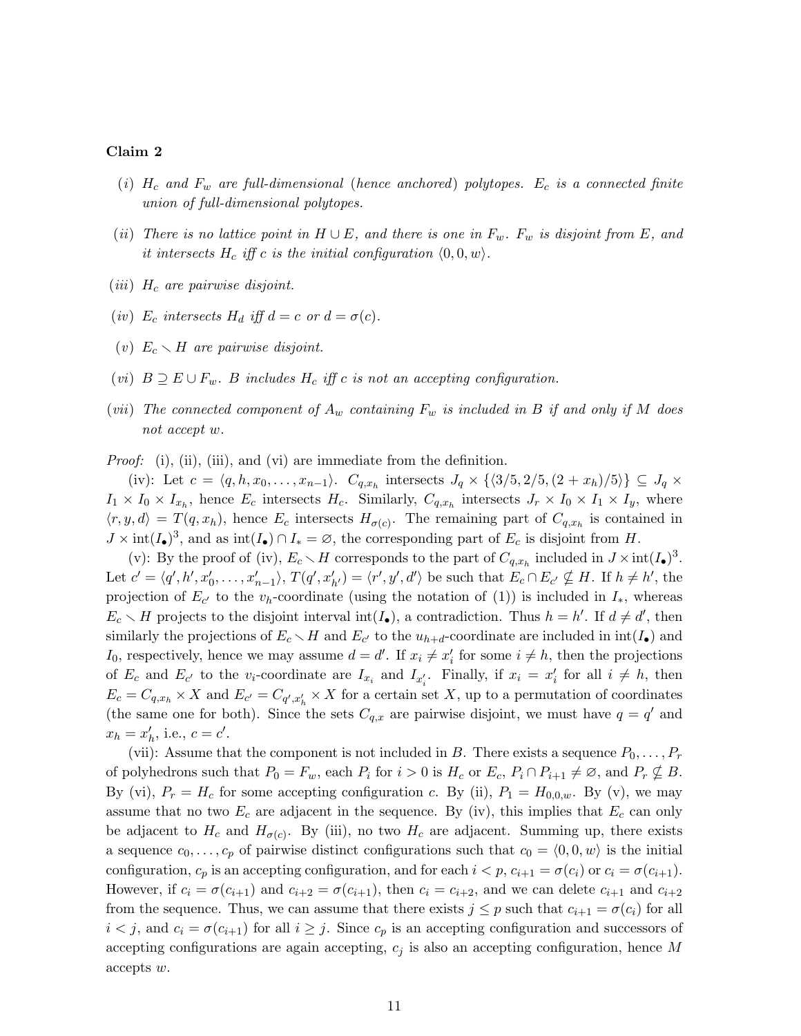**Claim 2**

*(i)* $H_c$ *and* $F_w$ *are full-dimensional (hence anchored) polytopes.* $E_c$ *is a connected finite union of full-dimensional polytopes.*

*(ii)* *There is no lattice point in* $H \cup E$*, and there is one in* $F_w$*.* $F_w$ *is disjoint from* $E$*, and it intersects* $H_c$ *iff* $c$ *is the initial configuration* $\langle 0, 0, w\rangle$*.*

*(iii)* $H_c$ *are pairwise disjoint.*

*(iv)* $E_c$ *intersects* $H_d$ *iff* $d = c$ *or* $d = \sigma(c)$*.*

*(v)* $E_c \smallsetminus H$ *are pairwise disjoint.*

*(vi)* $B \supseteq E \cup F_w$*.* $B$ *includes* $H_c$ *iff* $c$ *is not an accepting configuration.*

*(vii)* *The connected component of* $A_w$ *containing* $F_w$ *is included in* $B$ *if and only if* $M$ *does not accept* $w$*.*

*Proof:* (i), (ii), (iii), and (vi) are immediate from the definition.

(iv): Let $c = \langle q, h, x_0, \dots, x_{n-1}\rangle$. $C_{q,x_h}$ intersects $J_q \times \{\langle 3/5, 2/5, (2 + x_h)/5\rangle\} \subseteq J_q \times I_1 \times I_0 \times I_{x_h}$, hence $E_c$ intersects $H_c$. Similarly, $C_{q,x_h}$ intersects $J_r \times I_0 \times I_1 \times I_y$, where $\langle r, y, d\rangle = T(q, x_h)$, hence $E_c$ intersects $H_{\sigma(c)}$. The remaining part of $C_{q,x_h}$ is contained in $J \times \operatorname{int}(I_\bullet)^3$, and as $\operatorname{int}(I_\bullet) \cap I_* = \varnothing$, the corresponding part of $E_c$ is disjoint from $H$.

(v): By the proof of (iv), $E_c \smallsetminus H$ corresponds to the part of $C_{q,x_h}$ included in $J \times \operatorname{int}(I_\bullet)^3$. Let $c' = \langle q', h', x'_0, \dots, x'_{n-1}\rangle$, $T(q', x'_{h'}) = \langle r', y', d'\rangle$ be such that $E_c \cap E_{c'} \nsubseteq H$. If $h \neq h'$, the projection of $E_{c'}$ to the $v_h$-coordinate (using the notation of (1)) is included in $I_*$, whereas $E_c \smallsetminus H$ projects to the disjoint interval $\operatorname{int}(I_\bullet)$, a contradiction. Thus $h = h'$. If $d \neq d'$, then similarly the projections of $E_c \smallsetminus H$ and $E_{c'}$ to the $u_{h+d}$-coordinate are included in $\operatorname{int}(I_\bullet)$ and $I_0$, respectively, hence we may assume $d = d'$. If $x_i \neq x'_i$ for some $i \neq h$, then the projections of $E_c$ and $E_{c'}$ to the $v_i$-coordinate are $I_{x_i}$ and $I_{x'_i}$. Finally, if $x_i = x'_i$ for all $i \neq h$, then $E_c = C_{q,x_h} \times X$ and $E_{c'} = C_{q',x'_h} \times X$ for a certain set $X$, up to a permutation of coordinates (the same one for both). Since the sets $C_{q,x}$ are pairwise disjoint, we must have $q = q'$ and $x_h = x'_h$, i.e., $c = c'$.

(vii): Assume that the component is not included in $B$. There exists a sequence $P_0, \dots, P_r$ of polyhedrons such that $P_0 = F_w$, each $P_i$ for $i > 0$ is $H_c$ or $E_c$, $P_i \cap P_{i+1} \neq \varnothing$, and $P_r \nsubseteq B$. By (vi), $P_r = H_c$ for some accepting configuration $c$. By (ii), $P_1 = H_{0,0,w}$. By (v), we may assume that no two $E_c$ are adjacent in the sequence. By (iv), this implies that $E_c$ can only be adjacent to $H_c$ and $H_{\sigma(c)}$. By (iii), no two $H_c$ are adjacent. Summing up, there exists a sequence $c_0, \dots, c_p$ of pairwise distinct configurations such that $c_0 = \langle 0, 0, w\rangle$ is the initial configuration, $c_p$ is an accepting configuration, and for each $i < p$, $c_{i+1} = \sigma(c_i)$ or $c_i = \sigma(c_{i+1})$. However, if $c_i = \sigma(c_{i+1})$ and $c_{i+2} = \sigma(c_{i+1})$, then $c_i = c_{i+2}$, and we can delete $c_{i+1}$ and $c_{i+2}$ from the sequence. Thus, we can assume that there exists $j \leq p$ such that $c_{i+1} = \sigma(c_i)$ for all $i < j$, and $c_i = \sigma(c_{i+1})$ for all $i \geq j$. Since $c_p$ is an accepting configuration and successors of accepting configurations are again accepting, $c_j$ is also an accepting configuration, hence $M$ accepts $w$.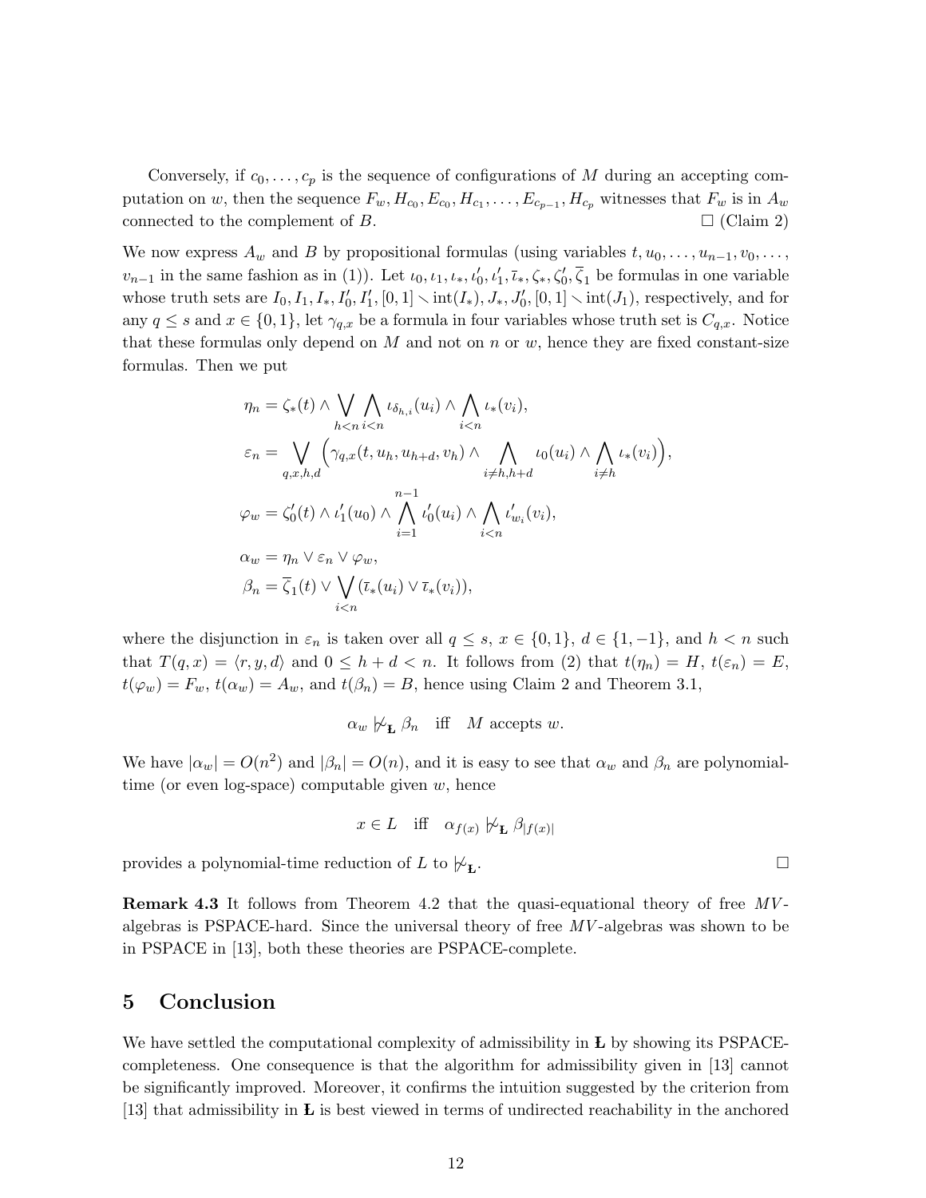Conversely, if $c_0, \dots, c_p$ is the sequence of configurations of $M$ during an accepting computation on $w$, then the sequence $F_w, H_{c_0}, E_{c_0}, H_{c_1}, \dots, E_{c_{p-1}}, H_{c_p}$ witnesses that $F_w$ is in $A_w$ connected to the complement of $B$. □ (Claim 2)

We now express $A_w$ and $B$ by propositional formulas (using variables $t, u_0, \dots, u_{n-1}, v_0, \dots, v_{n-1}$ in the same fashion as in (1)). Let $\iota_0, \iota_1, \iota_*, \iota'_0, \iota'_1, \overline{\iota}_*, \zeta_*, \zeta'_0, \overline{\zeta}_1$ be formulas in one variable whose truth sets are $I_0, I_1, I_*, I'_0, I'_1, [0,1] \smallsetminus \operatorname{int}(I_*), J_*, J'_0, [0,1] \smallsetminus \operatorname{int}(J_1)$, respectively, and for any $q \leq s$ and $x \in \{0,1\}$, let $\gamma_{q,x}$ be a formula in four variables whose truth set is $C_{q,x}$. Notice that these formulas only depend on $M$ and not on $n$ or $w$, hence they are fixed constant-size formulas. Then we put

$$
\begin{aligned}
\eta_n &= \zeta_*(t) \wedge \bigvee_{h<n} \bigwedge_{i<n} \iota_{\delta_{h,i}}(u_i) \wedge \bigwedge_{i<n} \iota_*(v_i), \\
\varepsilon_n &= \bigvee_{q,x,h,d} \Big( \gamma_{q,x}(t, u_h, u_{h+d}, v_h) \wedge \bigwedge_{i \neq h, h+d} \iota_0(u_i) \wedge \bigwedge_{i \neq h} \iota_*(v_i) \Big), \\
\varphi_w &= \zeta'_0(t) \wedge \iota'_1(u_0) \wedge \bigwedge_{i=1}^{n-1} \iota'_0(u_i) \wedge \bigwedge_{i<n} \iota'_{w_i}(v_i), \\
\alpha_w &= \eta_n \vee \varepsilon_n \vee \varphi_w, \\
\beta_n &= \overline{\zeta}_1(t) \vee \bigvee_{i<n} (\overline{\iota}_*(u_i) \vee \overline{\iota}_*(v_i)),
\end{aligned}
$$

where the disjunction in $\varepsilon_n$ is taken over all $q \leq s$, $x \in \{0,1\}$, $d \in \{1,-1\}$, and $h < n$ such that $T(q,x) = \langle r, y, d \rangle$ and $0 \leq h + d < n$. It follows from (2) that $t(\eta_n) = H$, $t(\varepsilon_n) = E$, $t(\varphi_w) = F_w$, $t(\alpha_w) = A_w$, and $t(\beta_n) = B$, hence using Claim 2 and Theorem 3.1,

$$\alpha_w \not\mid\!\sim_{\text{Ł}} \beta_n \quad \text{iff} \quad M \text{ accepts } w.$$

We have $|\alpha_w| = O(n^2)$ and $|\beta_n| = O(n)$, and it is easy to see that $\alpha_w$ and $\beta_n$ are polynomial-time (or even log-space) computable given $w$, hence

$$x \in L \quad \text{iff} \quad \alpha_{f(x)} \not\mid\!\sim_{\text{Ł}} \beta_{|f(x)|}$$

provides a polynomial-time reduction of $L$ to $\not\mid\!\sim_{\text{Ł}}$. □

**Remark 4.3** It follows from Theorem 4.2 that the quasi-equational theory of free *MV*-algebras is PSPACE-hard. Since the universal theory of free *MV*-algebras was shown to be in PSPACE in [13], both these theories are PSPACE-complete.

## 5 Conclusion

We have settled the computational complexity of admissibility in **Ł** by showing its PSPACE-completeness. One consequence is that the algorithm for admissibility given in [13] cannot be significantly improved. Moreover, it confirms the intuition suggested by the criterion from [13] that admissibility in **Ł** is best viewed in terms of undirected reachability in the anchored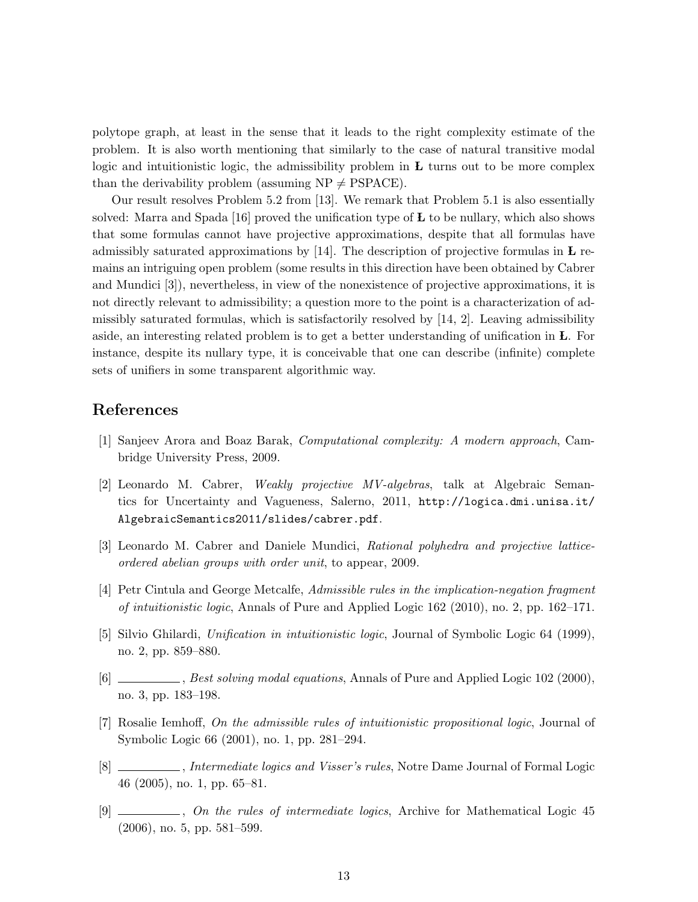polytope graph, at least in the sense that it leads to the right complexity estimate of the problem. It is also worth mentioning that similarly to the case of natural transitive modal logic and intuitionistic logic, the admissibility problem in **Ł** turns out to be more complex than the derivability problem (assuming NP $\neq$ PSPACE).

Our result resolves Problem 5.2 from [13]. We remark that Problem 5.1 is also essentially solved: Marra and Spada [16] proved the unification type of **Ł** to be nullary, which also shows that some formulas cannot have projective approximations, despite that all formulas have admissibly saturated approximations by [14]. The description of projective formulas in **Ł** remains an intriguing open problem (some results in this direction have been obtained by Cabrer and Mundici [3]), nevertheless, in view of the nonexistence of projective approximations, it is not directly relevant to admissibility; a question more to the point is a characterization of admissibly saturated formulas, which is satisfactorily resolved by [14, 2]. Leaving admissibility aside, an interesting related problem is to get a better understanding of unification in **Ł**. For instance, despite its nullary type, it is conceivable that one can describe (infinite) complete sets of unifiers in some transparent algorithmic way.

## References

[1] Sanjeev Arora and Boaz Barak, *Computational complexity: A modern approach*, Cambridge University Press, 2009.

[2] Leonardo M. Cabrer, *Weakly projective MV-algebras*, talk at Algebraic Semantics for Uncertainty and Vagueness, Salerno, 2011, http://logica.dmi.unisa.it/AlgebraicSemantics2011/slides/cabrer.pdf.

[3] Leonardo M. Cabrer and Daniele Mundici, *Rational polyhedra and projective lattice-ordered abelian groups with order unit*, to appear, 2009.

[4] Petr Cintula and George Metcalfe, *Admissible rules in the implication-negation fragment of intuitionistic logic*, Annals of Pure and Applied Logic 162 (2010), no. 2, pp. 162–171.

[5] Silvio Ghilardi, *Unification in intuitionistic logic*, Journal of Symbolic Logic 64 (1999), no. 2, pp. 859–880.

[6] ———, *Best solving modal equations*, Annals of Pure and Applied Logic 102 (2000), no. 3, pp. 183–198.

[7] Rosalie Iemhoff, *On the admissible rules of intuitionistic propositional logic*, Journal of Symbolic Logic 66 (2001), no. 1, pp. 281–294.

[8] ———, *Intermediate logics and Visser's rules*, Notre Dame Journal of Formal Logic 46 (2005), no. 1, pp. 65–81.

[9] ———, *On the rules of intermediate logics*, Archive for Mathematical Logic 45 (2006), no. 5, pp. 581–599.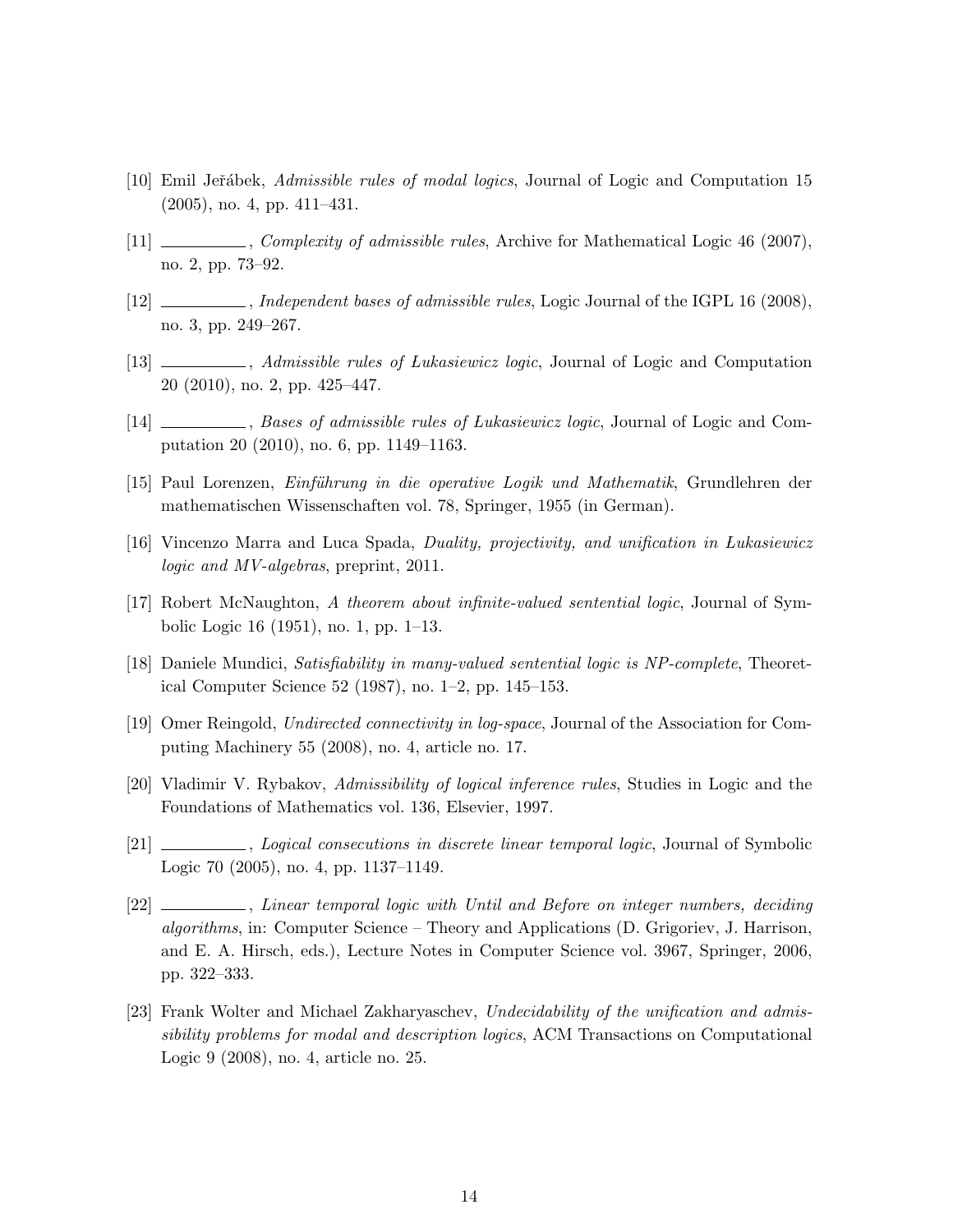[10] Emil Jeřábek, *Admissible rules of modal logics*, Journal of Logic and Computation 15 (2005), no. 4, pp. 411–431.

[11] ———, *Complexity of admissible rules*, Archive for Mathematical Logic 46 (2007), no. 2, pp. 73–92.

[12] ———, *Independent bases of admissible rules*, Logic Journal of the IGPL 16 (2008), no. 3, pp. 249–267.

[13] ———, *Admissible rules of Łukasiewicz logic*, Journal of Logic and Computation 20 (2010), no. 2, pp. 425–447.

[14] ———, *Bases of admissible rules of Łukasiewicz logic*, Journal of Logic and Computation 20 (2010), no. 6, pp. 1149–1163.

[15] Paul Lorenzen, *Einführung in die operative Logik und Mathematik*, Grundlehren der mathematischen Wissenschaften vol. 78, Springer, 1955 (in German).

[16] Vincenzo Marra and Luca Spada, *Duality, projectivity, and unification in Łukasiewicz logic and MV-algebras*, preprint, 2011.

[17] Robert McNaughton, *A theorem about infinite-valued sentential logic*, Journal of Symbolic Logic 16 (1951), no. 1, pp. 1–13.

[18] Daniele Mundici, *Satisfiability in many-valued sentential logic is NP-complete*, Theoretical Computer Science 52 (1987), no. 1–2, pp. 145–153.

[19] Omer Reingold, *Undirected connectivity in log-space*, Journal of the Association for Computing Machinery 55 (2008), no. 4, article no. 17.

[20] Vladimir V. Rybakov, *Admissibility of logical inference rules*, Studies in Logic and the Foundations of Mathematics vol. 136, Elsevier, 1997.

[21] ———, *Logical consecutions in discrete linear temporal logic*, Journal of Symbolic Logic 70 (2005), no. 4, pp. 1137–1149.

[22] ———, *Linear temporal logic with Until and Before on integer numbers, deciding algorithms*, in: Computer Science – Theory and Applications (D. Grigoriev, J. Harrison, and E. A. Hirsch, eds.), Lecture Notes in Computer Science vol. 3967, Springer, 2006, pp. 322–333.

[23] Frank Wolter and Michael Zakharyaschev, *Undecidability of the unification and admissibility problems for modal and description logics*, ACM Transactions on Computational Logic 9 (2008), no. 4, article no. 25.